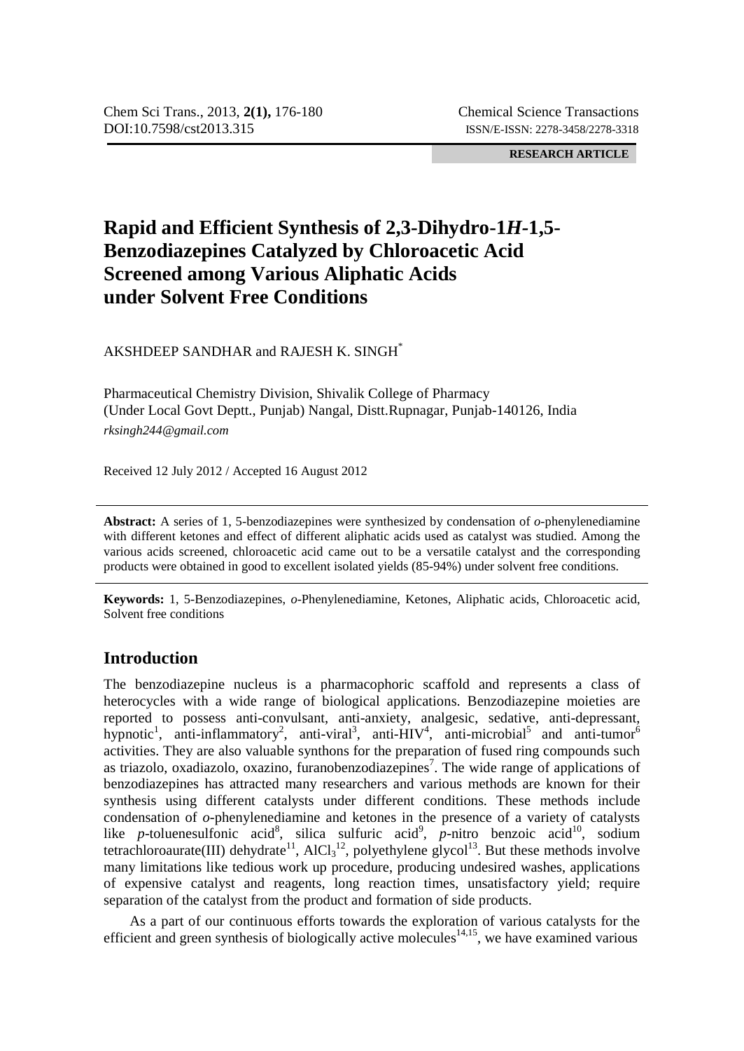**RESEARCH ARTICLE**

# Rapid and Efficient Synthesis of 2,3-Dihydro-1*H*-1,5-Benzodiazepines Catalyzed by Chloroacetic Acid Screened among Various Aliphatic Acids under Solvent Free Conditions

AKSHDEEP SANDHAR and RAJESH K. SINGH[*]

Pharmaceutical Chemistry Division, Shivalik College of Pharmacy
(Under Local Govt Deptt., Punjab) Nangal, Distt.Rupnagar, Punjab-140126, India
*rksingh244@gmail.com*

Received 12 July 2012 / Accepted 16 August 2012

**Abstract:** A series of 1, 5-benzodiazepines were synthesized by condensation of *o*-phenylenediamine with different ketones and effect of different aliphatic acids used as catalyst was studied. Among the various acids screened, chloroacetic acid came out to be a versatile catalyst and the corresponding products were obtained in good to excellent isolated yields (85-94%) under solvent free conditions.

**Keywords:** 1, 5-Benzodiazepines, *o*-Phenylenediamine, Ketones, Aliphatic acids, Chloroacetic acid, Solvent free conditions

## Introduction

The benzodiazepine nucleus is a pharmacophoric scaffold and represents a class of heterocycles with a wide range of biological applications. Benzodiazepine moieties are reported to possess anti-convulsant, anti-anxiety, analgesic, sedative, anti-depressant, hypnotic[1], anti-inflammatory[2], anti-viral[3], anti-HIV[4], anti-microbial[5] and anti-tumor[6] activities. They are also valuable synthons for the preparation of fused ring compounds such as triazolo, oxadiazolo, oxazino, furanobenzodiazepines[7]. The wide range of applications of benzodiazepines has attracted many researchers and various methods are known for their synthesis using different catalysts under different conditions. These methods include condensation of *o*-phenylenediamine and ketones in the presence of a variety of catalysts like *p*-toluenesulfonic acid[8], silica sulfuric acid[9], *p*-nitro benzoic acid[10], sodium tetrachloroaurate(III) dehydrate[11], $AlCl_3$[12], polyethylene glycol[13]. But these methods involve many limitations like tedious work up procedure, producing undesired washes, applications of expensive catalyst and reagents, long reaction times, unsatisfactory yield; require separation of the catalyst from the product and formation of side products.

As a part of our continuous efforts towards the exploration of various catalysts for the efficient and green synthesis of biologically active molecules[14,15], we have examined various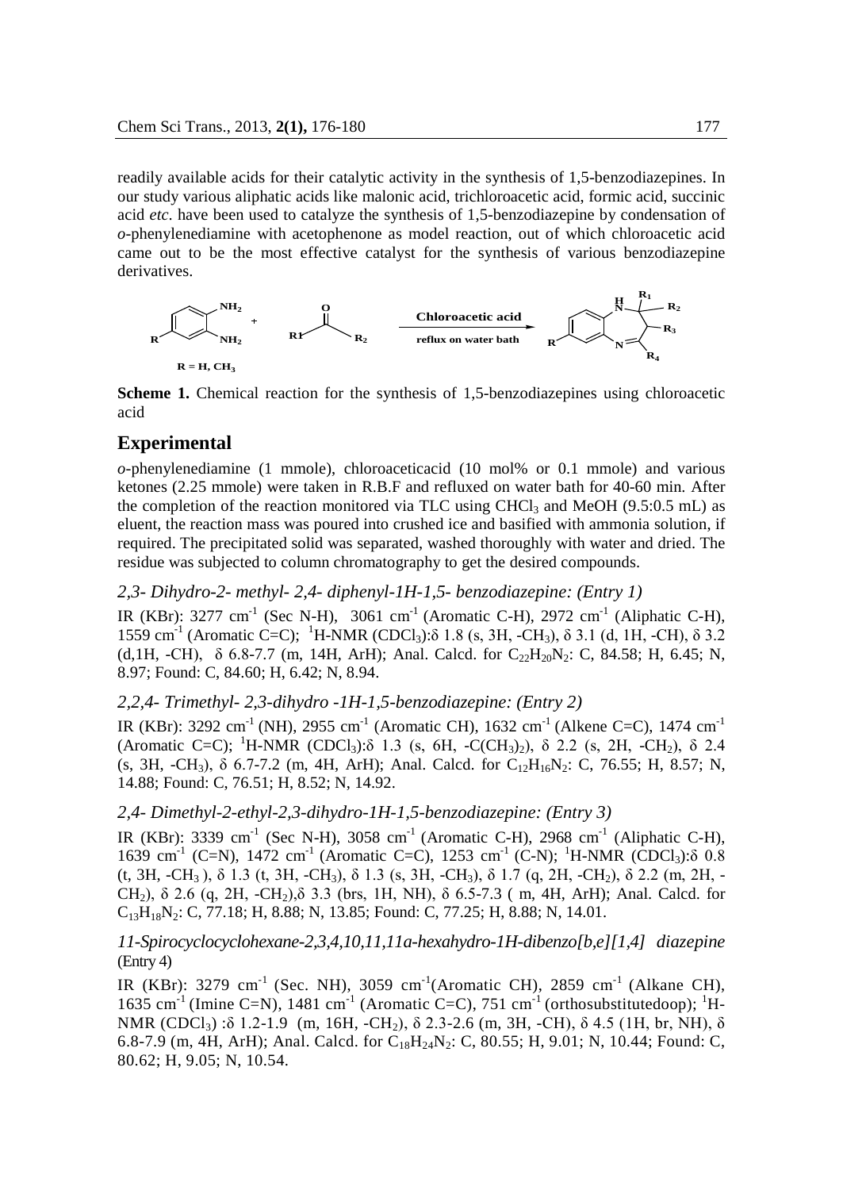readily available acids for their catalytic activity in the synthesis of 1,5-benzodiazepines. In our study various aliphatic acids like malonic acid, trichloroacetic acid, formic acid, succinic acid *etc*. have been used to catalyze the synthesis of 1,5-benzodiazepine by condensation of *o*-phenylenediamine with acetophenone as model reaction, out of which chloroacetic acid came out to be the most effective catalyst for the synthesis of various benzodiazepine derivatives.

**Scheme 1.** Chemical reaction for the synthesis of 1,5-benzodiazepines using chloroacetic acid

## Experimental

*o*-phenylenediamine (1 mmole), chloroaceticacid (10 mol% or 0.1 mmole) and various ketones (2.25 mmole) were taken in R.B.F and refluxed on water bath for 40-60 min. After the completion of the reaction monitored via TLC using $CHCl_3$ and MeOH (9.5:0.5 mL) as eluent, the reaction mass was poured into crushed ice and basified with ammonia solution, if required. The precipitated solid was separated, washed thoroughly with water and dried. The residue was subjected to column chromatography to get the desired compounds.

### *2,3- Dihydro-2- methyl- 2,4- diphenyl-1H-1,5- benzodiazepine: (Entry 1)*

IR (KBr): 3277 $cm^{-1}$ (Sec N-H), 3061 $cm^{-1}$ (Aromatic C-H), 2972 $cm^{-1}$ (Aliphatic C-H), 1559 $cm^{-1}$ (Aromatic C=C); $^1$H-NMR ($CDCl_3$):δ 1.8 (s, 3H, -$CH_3$), δ 3.1 (d, 1H, -CH), δ 3.2 (d,1H, -CH), δ 6.8-7.7 (m, 14H, ArH); Anal. Calcd. for $C_{22}H_{20}N_2$: C, 84.58; H, 6.45; N, 8.97; Found: C, 84.60; H, 6.42; N, 8.94.

### *2,2,4- Trimethyl- 2,3-dihydro -1H-1,5-benzodiazepine: (Entry 2)*

IR (KBr): 3292 $cm^{-1}$ (NH), 2955 $cm^{-1}$ (Aromatic CH), 1632 $cm^{-1}$ (Alkene C=C), 1474 $cm^{-1}$ (Aromatic C=C); $^1$H-NMR ($CDCl_3$):δ 1.3 (s, 6H, -C($CH_3$)$_2$), δ 2.2 (s, 2H, -$CH_2$), δ 2.4 (s, 3H, -$CH_3$), δ 6.7-7.2 (m, 4H, ArH); Anal. Calcd. for $C_{12}H_{16}N_2$: C, 76.55; H, 8.57; N, 14.88; Found: C, 76.51; H, 8.52; N, 14.92.

### *2,4- Dimethyl-2-ethyl-2,3-dihydro-1H-1,5-benzodiazepine: (Entry 3)*

IR (KBr): 3339 $cm^{-1}$ (Sec N-H), 3058 $cm^{-1}$ (Aromatic C-H), 2968 $cm^{-1}$ (Aliphatic C-H), 1639 $cm^{-1}$ (C=N), 1472 $cm^{-1}$ (Aromatic C=C), 1253 $cm^{-1}$ (C-N); $^1$H-NMR ($CDCl_3$):δ 0.8 (t, 3H, -$CH_3$ ), δ 1.3 (t, 3H, -$CH_3$), δ 1.3 (s, 3H, -$CH_3$), δ 1.7 (q, 2H, -$CH_2$), δ 2.2 (m, 2H, -$CH_2$), δ 2.6 (q, 2H, -$CH_2$),δ 3.3 (brs, 1H, NH), δ 6.5-7.3 ( m, 4H, ArH); Anal. Calcd. for $C_{13}H_{18}N_2$: C, 77.18; H, 8.88; N, 13.85; Found: C, 77.25; H, 8.88; N, 14.01.

### *11-Spirocyclocyclohexane-2,3,4,10,11,11a-hexahydro-1H-dibenzo[b,e][1,4] diazepine* (Entry 4)

IR (KBr): 3279 $cm^{-1}$ (Sec. NH), 3059 $cm^{-1}$(Aromatic CH), 2859 $cm^{-1}$ (Alkane CH), 1635 $cm^{-1}$ (Imine C=N), 1481 $cm^{-1}$ (Aromatic C=C), 751 $cm^{-1}$ (orthosubstitutedoop); $^1$H-NMR ($CDCl_3$) :δ 1.2-1.9 (m, 16H, -$CH_2$), δ 2.3-2.6 (m, 3H, -CH), δ 4.5 (1H, br, NH), δ 6.8-7.9 (m, 4H, ArH); Anal. Calcd. for $C_{18}H_{24}N_2$: C, 80.55; H, 9.01; N, 10.44; Found: C, 80.62; H, 9.05; N, 10.54.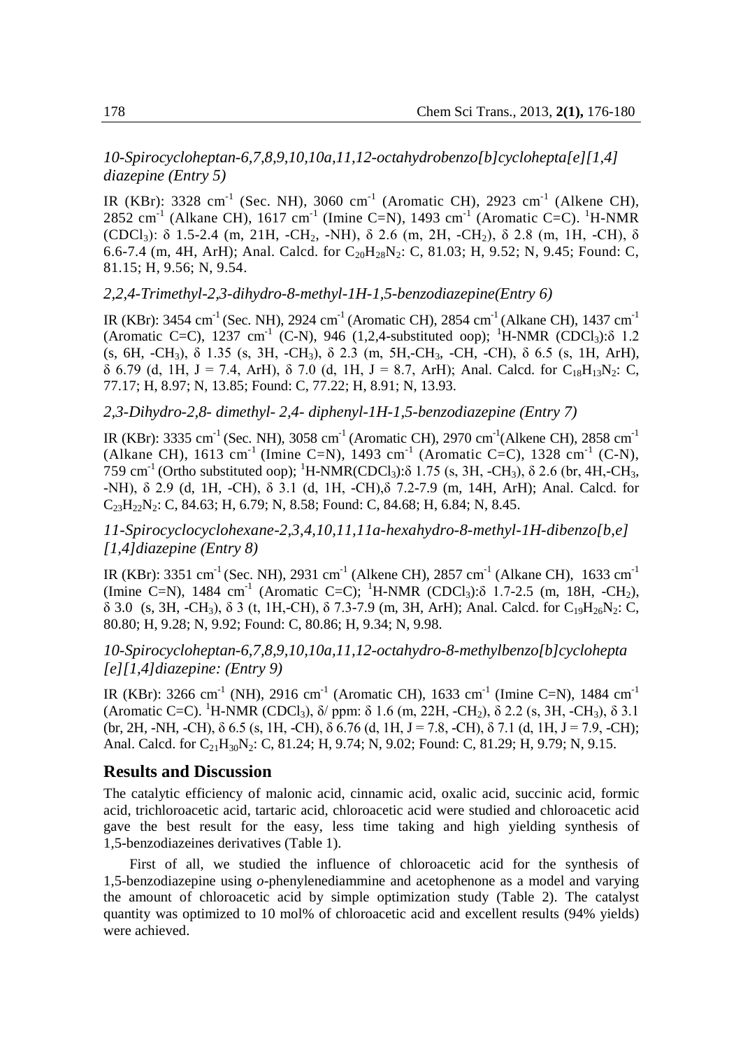*10-Spirocycloheptan-6,7,8,9,10,10a,11,12-octahydrobenzo[b]cyclohepta[e][1,4] diazepine (Entry 5)*

IR (KBr): 3328 $cm^{-1}$ (Sec. NH), 3060 $cm^{-1}$ (Aromatic CH), 2923 $cm^{-1}$ (Alkene CH), 2852 $cm^{-1}$ (Alkane CH), 1617 $cm^{-1}$ (Imine C=N), 1493 $cm^{-1}$ (Aromatic C=C). $^1$H-NMR ($CDCl_3$): δ 1.5-2.4 (m, 21H, -$CH_2$, -NH), δ 2.6 (m, 2H, -$CH_2$), δ 2.8 (m, 1H, -CH), δ 6.6-7.4 (m, 4H, ArH); Anal. Calcd. for $C_{20}H_{28}N_2$: C, 81.03; H, 9.52; N, 9.45; Found: C, 81.15; H, 9.56; N, 9.54.

*2,2,4-Trimethyl-2,3-dihydro-8-methyl-1H-1,5-benzodiazepine(Entry 6)*

IR (KBr): 3454 $cm^{-1}$ (Sec. NH), 2924 $cm^{-1}$ (Aromatic CH), 2854 $cm^{-1}$ (Alkane CH), 1437 $cm^{-1}$ (Aromatic C=C), 1237 $cm^{-1}$ (C-N), 946 (1,2,4-substituted oop); $^1$H-NMR ($CDCl_3$):δ 1.2 (s, 6H, -$CH_3$), δ 1.35 (s, 3H, -$CH_3$), δ 2.3 (m, 5H,-$CH_3$, -CH, -CH), δ 6.5 (s, 1H, ArH), δ 6.79 (d, 1H, J = 7.4, ArH), δ 7.0 (d, 1H, J = 8.7, ArH); Anal. Calcd. for $C_{18}H_{13}N_2$: C, 77.17; H, 8.97; N, 13.85; Found: C, 77.22; H, 8.91; N, 13.93.

*2,3-Dihydro-2,8- dimethyl- 2,4- diphenyl-1H-1,5-benzodiazepine (Entry 7)*

IR (KBr): 3335 $cm^{-1}$ (Sec. NH), 3058 $cm^{-1}$ (Aromatic CH), 2970 $cm^{-1}$(Alkene CH), 2858 $cm^{-1}$ (Alkane CH), 1613 $cm^{-1}$ (Imine C=N), 1493 $cm^{-1}$ (Aromatic C=C), 1328 $cm^{-1}$ (C-N), 759 $cm^{-1}$ (Ortho substituted oop); $^1$H-NMR($CDCl_3$):δ 1.75 (s, 3H, -$CH_3$), δ 2.6 (br, 4H,-$CH_3$, -NH), δ 2.9 (d, 1H, -CH), δ 3.1 (d, 1H, -CH),δ 7.2-7.9 (m, 14H, ArH); Anal. Calcd. for $C_{23}H_{22}N_2$: C, 84.63; H, 6.79; N, 8.58; Found: C, 84.68; H, 6.84; N, 8.45.

*11-Spirocyclocyclohexane-2,3,4,10,11,11a-hexahydro-8-methyl-1H-dibenzo[b,e] [1,4]diazepine (Entry 8)*

IR (KBr): 3351 $cm^{-1}$ (Sec. NH), 2931 $cm^{-1}$ (Alkene CH), 2857 $cm^{-1}$ (Alkane CH), 1633 $cm^{-1}$ (Imine C=N), 1484 $cm^{-1}$ (Aromatic C=C); $^1$H-NMR ($CDCl_3$):δ 1.7-2.5 (m, 18H, -$CH_2$), δ 3.0 (s, 3H, -$CH_3$), δ 3 (t, 1H,-CH), δ 7.3-7.9 (m, 3H, ArH); Anal. Calcd. for $C_{19}H_{26}N_2$: C, 80.80; H, 9.28; N, 9.92; Found: C, 80.86; H, 9.34; N, 9.98.

*10-Spirocycloheptan-6,7,8,9,10,10a,11,12-octahydro-8-methylbenzo[b]cyclohepta [e][1,4]diazepine: (Entry 9)*

IR (KBr): 3266 $cm^{-1}$ (NH), 2916 $cm^{-1}$ (Aromatic CH), 1633 $cm^{-1}$ (Imine C=N), 1484 $cm^{-1}$ (Aromatic C=C). $^1$H-NMR ($CDCl_3$), δ/ ppm: δ 1.6 (m, 22H, -$CH_2$), δ 2.2 (s, 3H, -$CH_3$), δ 3.1 (br, 2H, -NH, -CH), δ 6.5 (s, 1H, -CH), δ 6.76 (d, 1H, J = 7.8, -CH), δ 7.1 (d, 1H, J = 7.9, -CH); Anal. Calcd. for $C_{21}H_{30}N_2$: C, 81.24; H, 9.74; N, 9.02; Found: C, 81.29; H, 9.79; N, 9.15.

## Results and Discussion

The catalytic efficiency of malonic acid, cinnamic acid, oxalic acid, succinic acid, formic acid, trichloroacetic acid, tartaric acid, chloroacetic acid were studied and chloroacetic acid gave the best result for the easy, less time taking and high yielding synthesis of 1,5-benzodiazeines derivatives (Table 1).

First of all, we studied the influence of chloroacetic acid for the synthesis of 1,5-benzodiazepine using *o*-phenylenediammine and acetophenone as a model and varying the amount of chloroacetic acid by simple optimization study (Table 2). The catalyst quantity was optimized to 10 mol% of chloroacetic acid and excellent results (94% yields) were achieved.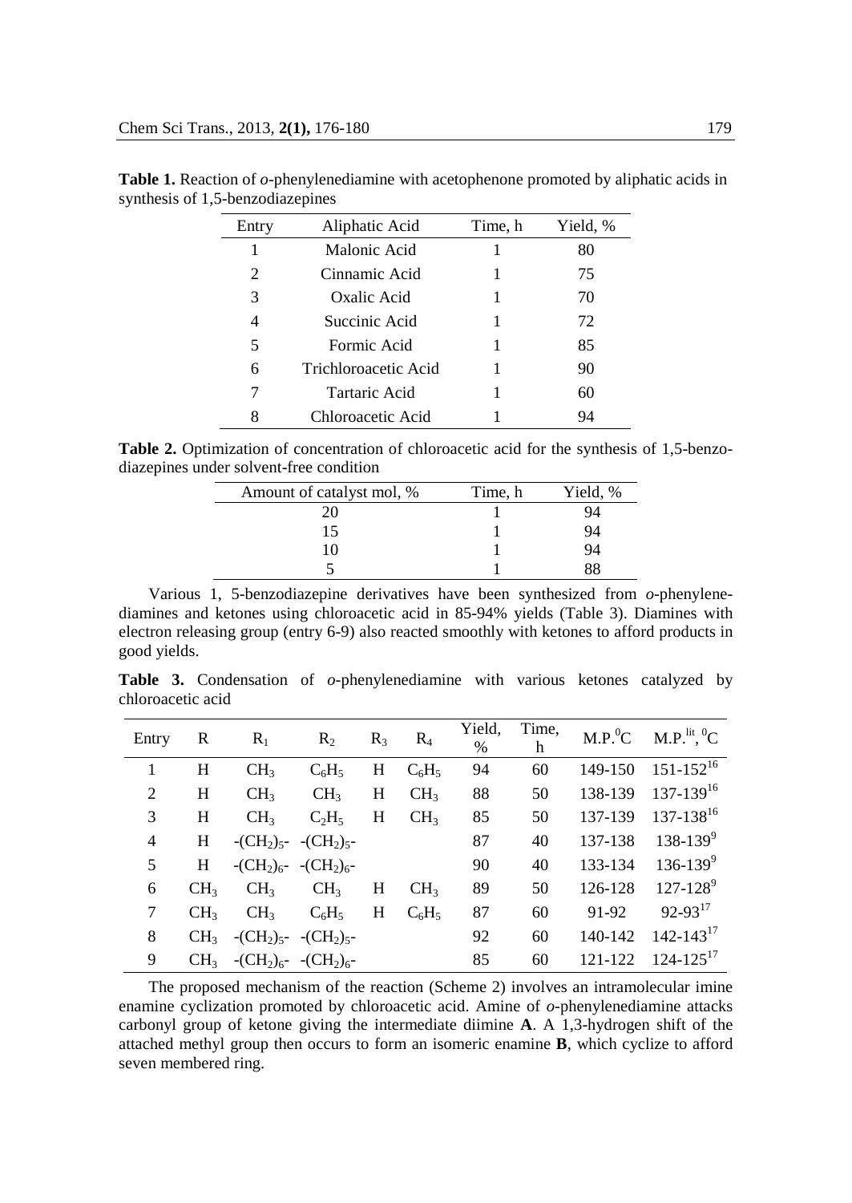**Table 1.** Reaction of *o*-phenylenediamine with acetophenone promoted by aliphatic acids in synthesis of 1,5-benzodiazepines

| Entry | Aliphatic Acid | Time, h | Yield, % |
|---|---|---|---|
| 1 | Malonic Acid | 1 | 80 |
| 2 | Cinnamic Acid | 1 | 75 |
| 3 | Oxalic Acid | 1 | 70 |
| 4 | Succinic Acid | 1 | 72 |
| 5 | Formic Acid | 1 | 85 |
| 6 | Trichloroacetic Acid | 1 | 90 |
| 7 | Tartaric Acid | 1 | 60 |
| 8 | Chloroacetic Acid | 1 | 94 |

**Table 2.** Optimization of concentration of chloroacetic acid for the synthesis of 1,5-benzodiazepines under solvent-free condition

| Amount of catalyst mol, % | Time, h | Yield, % |
|---|---|---|
| 20 | 1 | 94 |
| 15 | 1 | 94 |
| 10 | 1 | 94 |
| 5 | 1 | 88 |

Various 1, 5-benzodiazepine derivatives have been synthesized from *o*-phenylenediamines and ketones using chloroacetic acid in 85-94% yields (Table 3). Diamines with electron releasing group (entry 6-9) also reacted smoothly with ketones to afford products in good yields.

**Table 3.** Condensation of *o*-phenylenediamine with various ketones catalyzed by chloroacetic acid

| Entry | R | $R_1$ | $R_2$ | $R_3$ | $R_4$ | Yield, % | Time, h | M.P. $^0$C | M.P.$^{lit}$, $^0$C |
|---|---|---|---|---|---|---|---|---|---|
| 1 | H | $CH_3$ | $C_6H_5$ | H | $C_6H_5$ | 94 | 60 | 149-150 | 151-152[16] |
| 2 | H | $CH_3$ | $CH_3$ | H | $CH_3$ | 88 | 50 | 138-139 | 137-139[16] |
| 3 | H | $CH_3$ | $C_2H_5$ | H | $CH_3$ | 85 | 50 | 137-139 | 137-138[16] |
| 4 | H | $-(CH_2)_5-$ | $-(CH_2)_5-$ | | | 87 | 40 | 137-138 | 138-139[9] |
| 5 | H | $-(CH_2)_6-$ | $-(CH_2)_6-$ | | | 90 | 40 | 133-134 | 136-139[9] |
| 6 | $CH_3$ | $CH_3$ | $CH_3$ | H | $CH_3$ | 89 | 50 | 126-128 | 127-128[9] |
| 7 | $CH_3$ | $CH_3$ | $C_6H_5$ | H | $C_6H_5$ | 87 | 60 | 91-92 | 92-93[17] |
| 8 | $CH_3$ | $-(CH_2)_5-$ | $-(CH_2)_5-$ | | | 92 | 60 | 140-142 | 142-143[17] |
| 9 | $CH_3$ | $-(CH_2)_6-$ | $-(CH_2)_6-$ | | | 85 | 60 | 121-122 | 124-125[17] |

The proposed mechanism of the reaction (Scheme 2) involves an intramolecular imine enamine cyclization promoted by chloroacetic acid. Amine of *o*-phenylenediamine attacks carbonyl group of ketone giving the intermediate diimine **A**. A 1,3-hydrogen shift of the attached methyl group then occurs to form an isomeric enamine **B**, which cyclize to afford seven membered ring.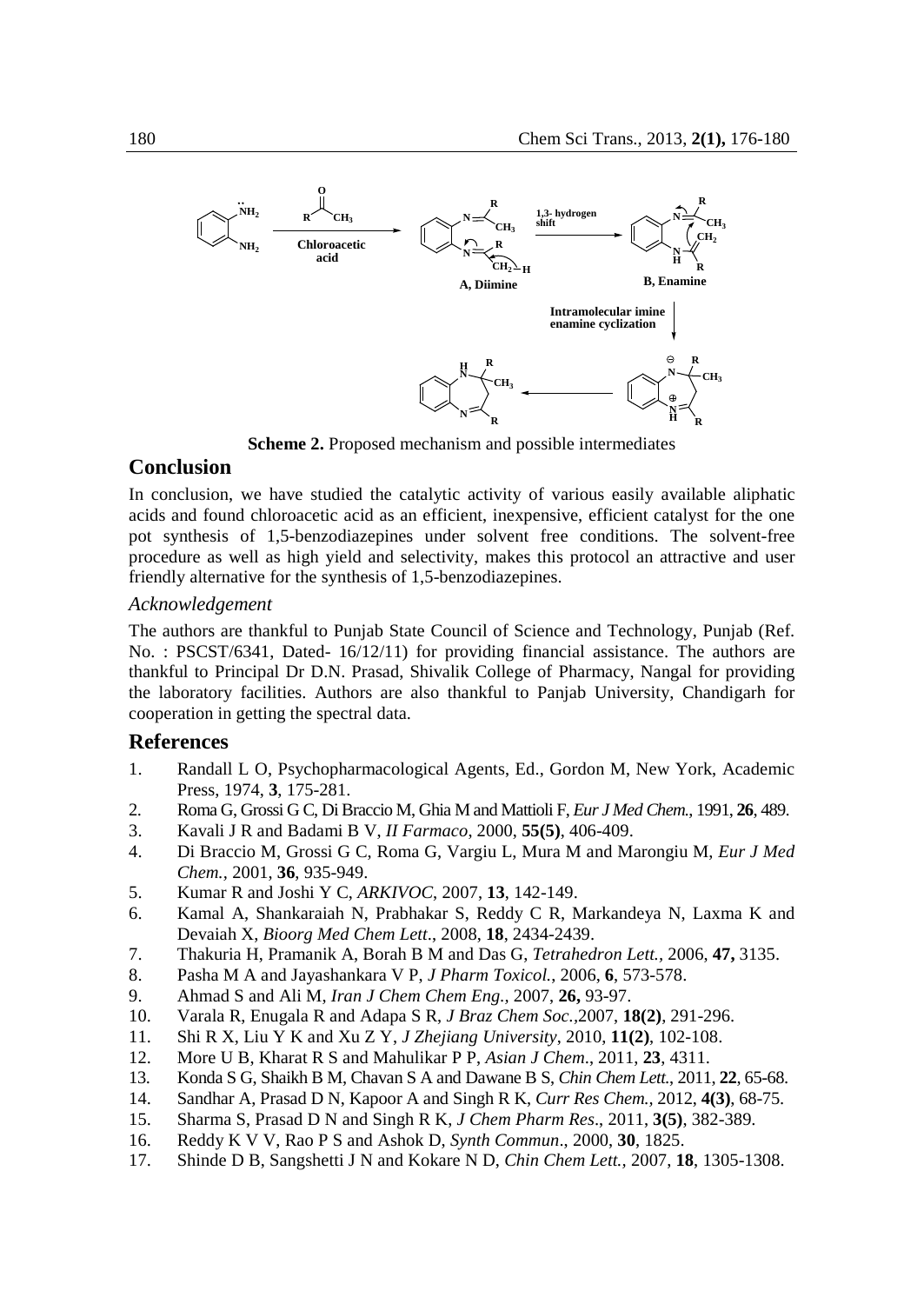**Scheme 2.** Proposed mechanism and possible intermediates

## Conclusion

In conclusion, we have studied the catalytic activity of various easily available aliphatic acids and found chloroacetic acid as an efficient, inexpensive, efficient catalyst for the one pot synthesis of 1,5-benzodiazepines under solvent free conditions. The solvent-free procedure as well as high yield and selectivity, makes this protocol an attractive and user friendly alternative for the synthesis of 1,5-benzodiazepines.

### *Acknowledgement*

The authors are thankful to Punjab State Council of Science and Technology, Punjab (Ref. No. : PSCST/6341, Dated- 16/12/11) for providing financial assistance. The authors are thankful to Principal Dr D.N. Prasad, Shivalik College of Pharmacy, Nangal for providing the laboratory facilities. Authors are also thankful to Panjab University, Chandigarh for cooperation in getting the spectral data.

## References

1. Randall L O, Psychopharmacological Agents, Ed., Gordon M, New York, Academic Press, 1974, **3**, 175-281.
2. Roma G, Grossi G C, Di Braccio M, Ghia M and Mattioli F, *Eur J Med Chem*., 1991, **26**, 489.
3. Kavali J R and Badami B V, *II Farmaco*, 2000, **55(5)**, 406-409.
4. Di Braccio M, Grossi G C, Roma G, Vargiu L, Mura M and Marongiu M, *Eur J Med Chem.*, 2001, **36**, 935-949.
5. Kumar R and Joshi Y C, *ARKIVOC*, 2007, **13**, 142-149.
6. Kamal A, Shankaraiah N, Prabhakar S, Reddy C R, Markandeya N, Laxma K and Devaiah X, *Bioorg Med Chem Lett*., 2008, **18**, 2434-2439.
7. Thakuria H, Pramanik A, Borah B M and Das G, *Tetrahedron Lett.,* 2006, **47,** 3135.
8. Pasha M A and Jayashankara V P, *J Pharm Toxicol.*, 2006, **6**, 573-578.
9. Ahmad S and Ali M, *Iran J Chem Chem Eng.*, 2007, **26,** 93-97.
10. Varala R, Enugala R and Adapa S R, *J Braz Chem Soc.,*2007, **18(2)**, 291-296.
11. Shi R X, Liu Y K and Xu Z Y, *J Zhejiang University*, 2010, **11(2)**, 102-108.
12. More U B, Kharat R S and Mahulikar P P, *Asian J Chem*., 2011, **23**, 4311.
13. Konda S G, Shaikh B M, Chavan S A and Dawane B S, *Chin Chem Lett.*, 2011, **22**, 65-68.
14. Sandhar A, Prasad D N, Kapoor A and Singh R K, *Curr Res Chem.,* 2012, **4(3)**, 68-75.
15. Sharma S, Prasad D N and Singh R K, *J Chem Pharm Res*., 2011, **3(5)**, 382-389.
16. Reddy K V V, Rao P S and Ashok D, *Synth Commun*., 2000, **30**, 1825.
17. Shinde D B, Sangshetti J N and Kokare N D, *Chin Chem Lett.,* 2007, **18**, 1305-1308.